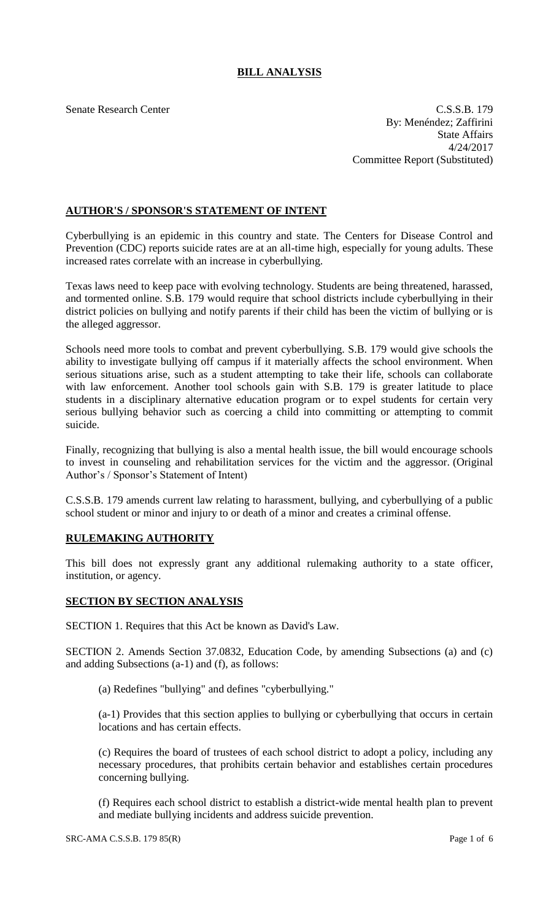# BILL ANALYSIS

Senate Research Center

C.S.S.B. 179
By: Menéndez; Zaffirini
State Affairs
4/24/2017
Committee Report (Substituted)

## AUTHOR'S / SPONSOR'S STATEMENT OF INTENT

Cyberbullying is an epidemic in this country and state. The Centers for Disease Control and Prevention (CDC) reports suicide rates are at an all-time high, especially for young adults. These increased rates correlate with an increase in cyberbullying.

Texas laws need to keep pace with evolving technology. Students are being threatened, harassed, and tormented online. S.B. 179 would require that school districts include cyberbullying in their district policies on bullying and notify parents if their child has been the victim of bullying or is the alleged aggressor.

Schools need more tools to combat and prevent cyberbullying. S.B. 179 would give schools the ability to investigate bullying off campus if it materially affects the school environment. When serious situations arise, such as a student attempting to take their life, schools can collaborate with law enforcement. Another tool schools gain with S.B. 179 is greater latitude to place students in a disciplinary alternative education program or to expel students for certain very serious bullying behavior such as coercing a child into committing or attempting to commit suicide.

Finally, recognizing that bullying is also a mental health issue, the bill would encourage schools to invest in counseling and rehabilitation services for the victim and the aggressor. (Original Author's / Sponsor's Statement of Intent)

C.S.S.B. 179 amends current law relating to harassment, bullying, and cyberbullying of a public school student or minor and injury to or death of a minor and creates a criminal offense.

## RULEMAKING AUTHORITY

This bill does not expressly grant any additional rulemaking authority to a state officer, institution, or agency.

## SECTION BY SECTION ANALYSIS

SECTION 1. Requires that this Act be known as David's Law.

SECTION 2. Amends Section 37.0832, Education Code, by amending Subsections (a) and (c) and adding Subsections (a-1) and (f), as follows:

(a) Redefines "bullying" and defines "cyberbullying."

(a-1) Provides that this section applies to bullying or cyberbullying that occurs in certain locations and has certain effects.

(c) Requires the board of trustees of each school district to adopt a policy, including any necessary procedures, that prohibits certain behavior and establishes certain procedures concerning bullying.

(f) Requires each school district to establish a district-wide mental health plan to prevent and mediate bullying incidents and address suicide prevention.

SRC-AMA C.S.S.B. 179 85(R)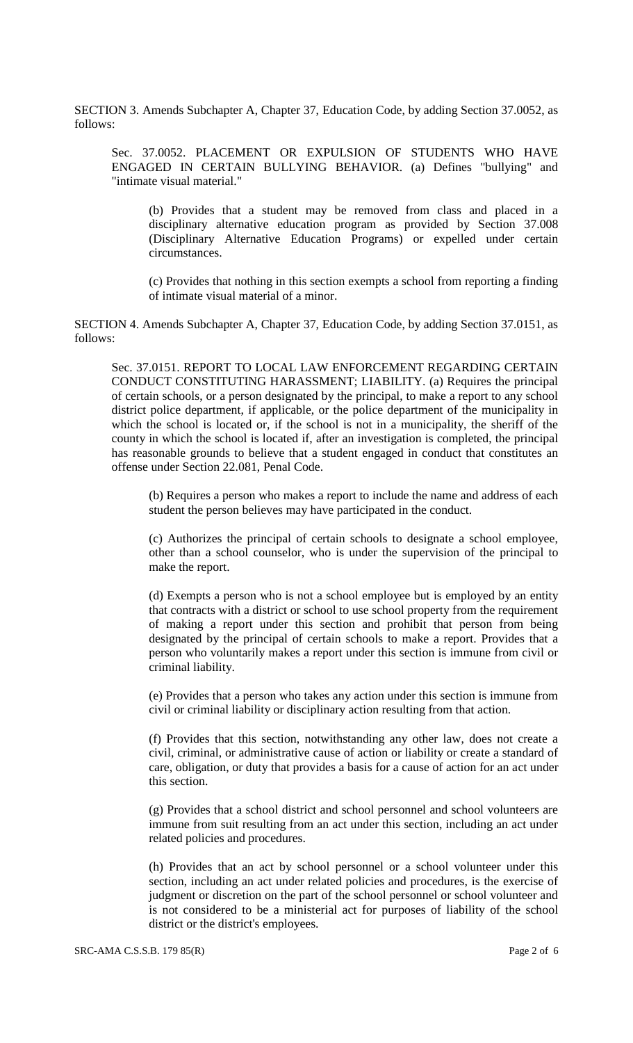SECTION 3. Amends Subchapter A, Chapter 37, Education Code, by adding Section 37.0052, as follows:

Sec. 37.0052. PLACEMENT OR EXPULSION OF STUDENTS WHO HAVE ENGAGED IN CERTAIN BULLYING BEHAVIOR. (a) Defines "bullying" and "intimate visual material."

(b) Provides that a student may be removed from class and placed in a disciplinary alternative education program as provided by Section 37.008 (Disciplinary Alternative Education Programs) or expelled under certain circumstances.

(c) Provides that nothing in this section exempts a school from reporting a finding of intimate visual material of a minor.

SECTION 4. Amends Subchapter A, Chapter 37, Education Code, by adding Section 37.0151, as follows:

Sec. 37.0151. REPORT TO LOCAL LAW ENFORCEMENT REGARDING CERTAIN CONDUCT CONSTITUTING HARASSMENT; LIABILITY. (a) Requires the principal of certain schools, or a person designated by the principal, to make a report to any school district police department, if applicable, or the police department of the municipality in which the school is located or, if the school is not in a municipality, the sheriff of the county in which the school is located if, after an investigation is completed, the principal has reasonable grounds to believe that a student engaged in conduct that constitutes an offense under Section 22.081, Penal Code.

(b) Requires a person who makes a report to include the name and address of each student the person believes may have participated in the conduct.

(c) Authorizes the principal of certain schools to designate a school employee, other than a school counselor, who is under the supervision of the principal to make the report.

(d) Exempts a person who is not a school employee but is employed by an entity that contracts with a district or school to use school property from the requirement of making a report under this section and prohibit that person from being designated by the principal of certain schools to make a report. Provides that a person who voluntarily makes a report under this section is immune from civil or criminal liability.

(e) Provides that a person who takes any action under this section is immune from civil or criminal liability or disciplinary action resulting from that action.

(f) Provides that this section, notwithstanding any other law, does not create a civil, criminal, or administrative cause of action or liability or create a standard of care, obligation, or duty that provides a basis for a cause of action for an act under this section.

(g) Provides that a school district and school personnel and school volunteers are immune from suit resulting from an act under this section, including an act under related policies and procedures.

(h) Provides that an act by school personnel or a school volunteer under this section, including an act under related policies and procedures, is the exercise of judgment or discretion on the part of the school personnel or school volunteer and is not considered to be a ministerial act for purposes of liability of the school district or the district's employees.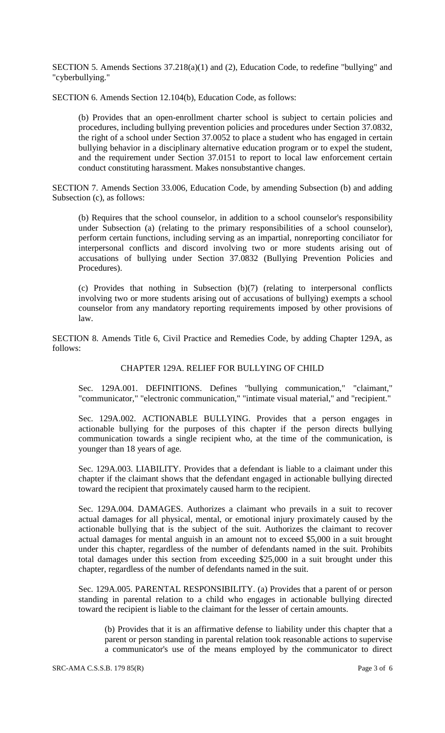SECTION 5. Amends Sections 37.218(a)(1) and (2), Education Code, to redefine "bullying" and "cyberbullying."

SECTION 6. Amends Section 12.104(b), Education Code, as follows:

> (b) Provides that an open-enrollment charter school is subject to certain policies and procedures, including bullying prevention policies and procedures under Section 37.0832, the right of a school under Section 37.0052 to place a student who has engaged in certain bullying behavior in a disciplinary alternative education program or to expel the student, and the requirement under Section 37.0151 to report to local law enforcement certain conduct constituting harassment. Makes nonsubstantive changes.

SECTION 7. Amends Section 33.006, Education Code, by amending Subsection (b) and adding Subsection (c), as follows:

> (b) Requires that the school counselor, in addition to a school counselor's responsibility under Subsection (a) (relating to the primary responsibilities of a school counselor), perform certain functions, including serving as an impartial, nonreporting conciliator for interpersonal conflicts and discord involving two or more students arising out of accusations of bullying under Section 37.0832 (Bullying Prevention Policies and Procedures).
>
> (c) Provides that nothing in Subsection (b)(7) (relating to interpersonal conflicts involving two or more students arising out of accusations of bullying) exempts a school counselor from any mandatory reporting requirements imposed by other provisions of law.

SECTION 8. Amends Title 6, Civil Practice and Remedies Code, by adding Chapter 129A, as follows:

## CHAPTER 129A. RELIEF FOR BULLYING OF CHILD

> Sec. 129A.001. DEFINITIONS. Defines "bullying communication," "claimant," "communicator," "electronic communication," "intimate visual material," and "recipient."
>
> Sec. 129A.002. ACTIONABLE BULLYING. Provides that a person engages in actionable bullying for the purposes of this chapter if the person directs bullying communication towards a single recipient who, at the time of the communication, is younger than 18 years of age.
>
> Sec. 129A.003. LIABILITY. Provides that a defendant is liable to a claimant under this chapter if the claimant shows that the defendant engaged in actionable bullying directed toward the recipient that proximately caused harm to the recipient.
>
> Sec. 129A.004. DAMAGES. Authorizes a claimant who prevails in a suit to recover actual damages for all physical, mental, or emotional injury proximately caused by the actionable bullying that is the subject of the suit. Authorizes the claimant to recover actual damages for mental anguish in an amount not to exceed $5,000 in a suit brought under this chapter, regardless of the number of defendants named in the suit. Prohibits total damages under this section from exceeding $25,000 in a suit brought under this chapter, regardless of the number of defendants named in the suit.
>
> Sec. 129A.005. PARENTAL RESPONSIBILITY. (a) Provides that a parent of or person standing in parental relation to a child who engages in actionable bullying directed toward the recipient is liable to the claimant for the lesser of certain amounts.
>
>> (b) Provides that it is an affirmative defense to liability under this chapter that a parent or person standing in parental relation took reasonable actions to supervise a communicator's use of the means employed by the communicator to direct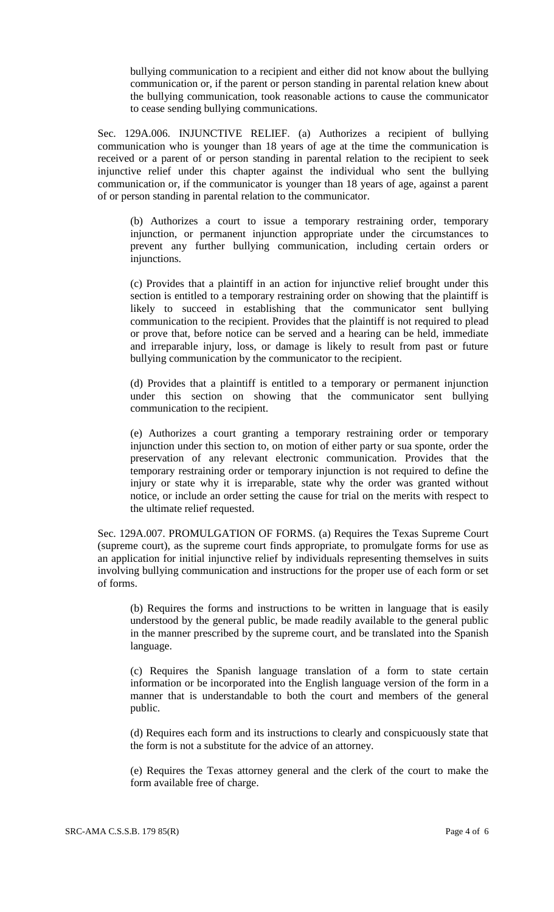bullying communication to a recipient and either did not know about the bullying communication or, if the parent or person standing in parental relation knew about the bullying communication, took reasonable actions to cause the communicator to cease sending bullying communications.

Sec. 129A.006. INJUNCTIVE RELIEF. (a) Authorizes a recipient of bullying communication who is younger than 18 years of age at the time the communication is received or a parent of or person standing in parental relation to the recipient to seek injunctive relief under this chapter against the individual who sent the bullying communication or, if the communicator is younger than 18 years of age, against a parent of or person standing in parental relation to the communicator.

(b) Authorizes a court to issue a temporary restraining order, temporary injunction, or permanent injunction appropriate under the circumstances to prevent any further bullying communication, including certain orders or injunctions.

(c) Provides that a plaintiff in an action for injunctive relief brought under this section is entitled to a temporary restraining order on showing that the plaintiff is likely to succeed in establishing that the communicator sent bullying communication to the recipient. Provides that the plaintiff is not required to plead or prove that, before notice can be served and a hearing can be held, immediate and irreparable injury, loss, or damage is likely to result from past or future bullying communication by the communicator to the recipient.

(d) Provides that a plaintiff is entitled to a temporary or permanent injunction under this section on showing that the communicator sent bullying communication to the recipient.

(e) Authorizes a court granting a temporary restraining order or temporary injunction under this section to, on motion of either party or sua sponte, order the preservation of any relevant electronic communication. Provides that the temporary restraining order or temporary injunction is not required to define the injury or state why it is irreparable, state why the order was granted without notice, or include an order setting the cause for trial on the merits with respect to the ultimate relief requested.

Sec. 129A.007. PROMULGATION OF FORMS. (a) Requires the Texas Supreme Court (supreme court), as the supreme court finds appropriate, to promulgate forms for use as an application for initial injunctive relief by individuals representing themselves in suits involving bullying communication and instructions for the proper use of each form or set of forms.

(b) Requires the forms and instructions to be written in language that is easily understood by the general public, be made readily available to the general public in the manner prescribed by the supreme court, and be translated into the Spanish language.

(c) Requires the Spanish language translation of a form to state certain information or be incorporated into the English language version of the form in a manner that is understandable to both the court and members of the general public.

(d) Requires each form and its instructions to clearly and conspicuously state that the form is not a substitute for the advice of an attorney.

(e) Requires the Texas attorney general and the clerk of the court to make the form available free of charge.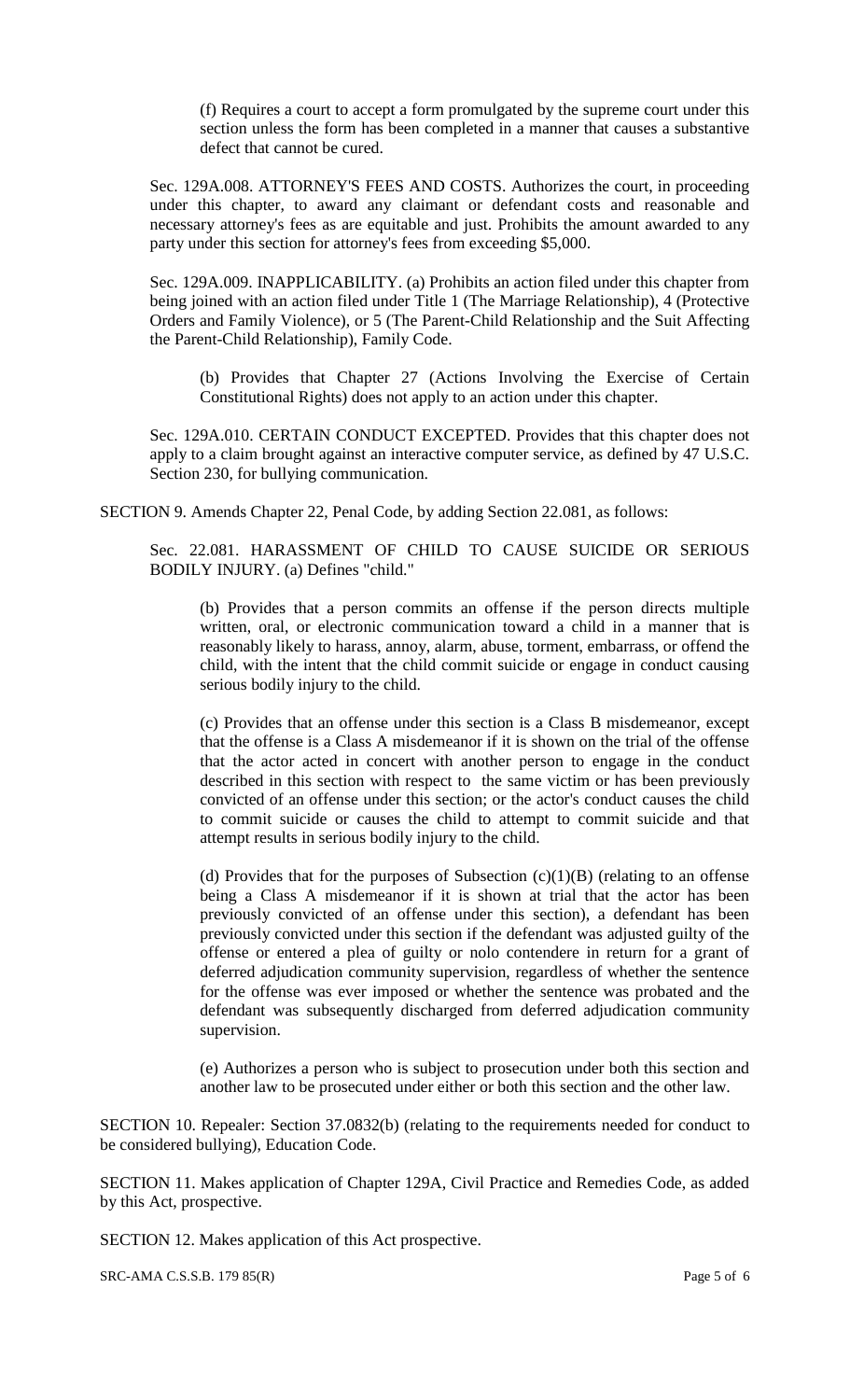(f) Requires a court to accept a form promulgated by the supreme court under this section unless the form has been completed in a manner that causes a substantive defect that cannot be cured.

Sec. 129A.008. ATTORNEY'S FEES AND COSTS. Authorizes the court, in proceeding under this chapter, to award any claimant or defendant costs and reasonable and necessary attorney's fees as are equitable and just. Prohibits the amount awarded to any party under this section for attorney's fees from exceeding $5,000.

Sec. 129A.009. INAPPLICABILITY. (a) Prohibits an action filed under this chapter from being joined with an action filed under Title 1 (The Marriage Relationship), 4 (Protective Orders and Family Violence), or 5 (The Parent-Child Relationship and the Suit Affecting the Parent-Child Relationship), Family Code.

(b) Provides that Chapter 27 (Actions Involving the Exercise of Certain Constitutional Rights) does not apply to an action under this chapter.

Sec. 129A.010. CERTAIN CONDUCT EXCEPTED. Provides that this chapter does not apply to a claim brought against an interactive computer service, as defined by 47 U.S.C. Section 230, for bullying communication.

SECTION 9. Amends Chapter 22, Penal Code, by adding Section 22.081, as follows:

Sec. 22.081. HARASSMENT OF CHILD TO CAUSE SUICIDE OR SERIOUS BODILY INJURY. (a) Defines "child."

(b) Provides that a person commits an offense if the person directs multiple written, oral, or electronic communication toward a child in a manner that is reasonably likely to harass, annoy, alarm, abuse, torment, embarrass, or offend the child, with the intent that the child commit suicide or engage in conduct causing serious bodily injury to the child.

(c) Provides that an offense under this section is a Class B misdemeanor, except that the offense is a Class A misdemeanor if it is shown on the trial of the offense that the actor acted in concert with another person to engage in the conduct described in this section with respect to the same victim or has been previously convicted of an offense under this section; or the actor's conduct causes the child to commit suicide or causes the child to attempt to commit suicide and that attempt results in serious bodily injury to the child.

(d) Provides that for the purposes of Subsection (c)(1)(B) (relating to an offense being a Class A misdemeanor if it is shown at trial that the actor has been previously convicted of an offense under this section), a defendant has been previously convicted under this section if the defendant was adjusted guilty of the offense or entered a plea of guilty or nolo contendere in return for a grant of deferred adjudication community supervision, regardless of whether the sentence for the offense was ever imposed or whether the sentence was probated and the defendant was subsequently discharged from deferred adjudication community supervision.

(e) Authorizes a person who is subject to prosecution under both this section and another law to be prosecuted under either or both this section and the other law.

SECTION 10. Repealer: Section 37.0832(b) (relating to the requirements needed for conduct to be considered bullying), Education Code.

SECTION 11. Makes application of Chapter 129A, Civil Practice and Remedies Code, as added by this Act, prospective.

SECTION 12. Makes application of this Act prospective.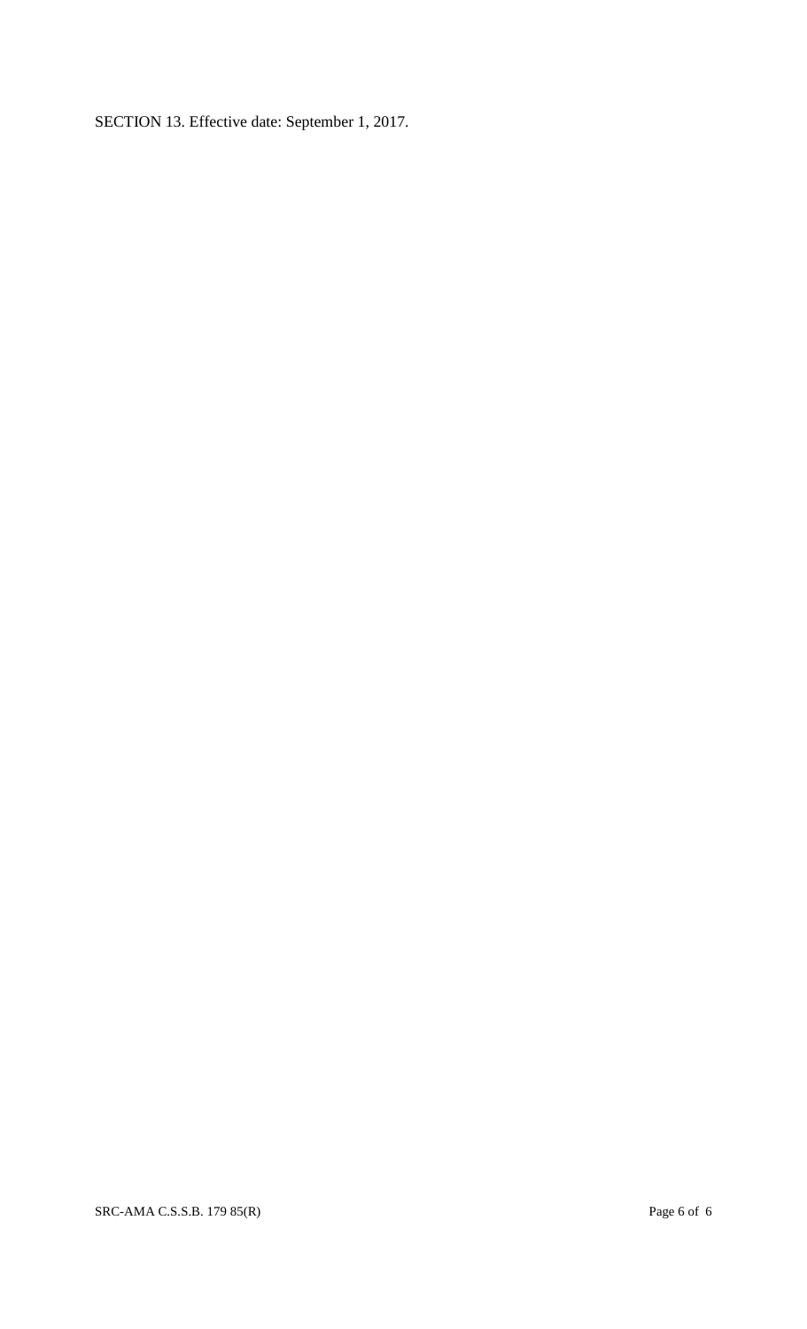SECTION 13. Effective date: September 1, 2017.